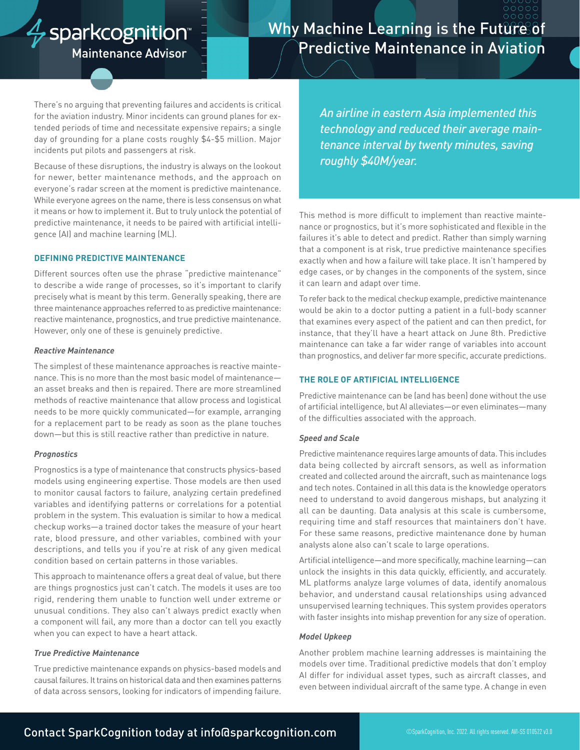# Why Machine Learning is the Future of Predictive Maintenance in Aviation

sparkcognition Maintenance Advisor

There's no arguing that preventing failures and accidents is critical for the aviation industry. Minor incidents can ground planes for extended periods of time and necessitate expensive repairs; a single day of grounding for a plane costs roughly $4-$5 million. Major incidents put pilots and passengers at risk.

Because of these disruptions, the industry is always on the lookout for newer, better maintenance methods, and the approach on everyone's radar screen at the moment is predictive maintenance. While everyone agrees on the name, there is less consensus on what it means or how to implement it. But to truly unlock the potential of predictive maintenance, it needs to be paired with artificial intelligence (AI) and machine learning (ML).

## DEFINING PREDICTIVE MAINTENANCE

Different sources often use the phrase "predictive maintenance" to describe a wide range of processes, so it's important to clarify precisely what is meant by this term. Generally speaking, there are three maintenance approaches referred to as predictive maintenance: reactive maintenance, prognostics, and true predictive maintenance. However, only one of these is genuinely predictive.

### *Reactive Maintenance*

The simplest of these maintenance approaches is reactive maintenance. This is no more than the most basic model of maintenance—an asset breaks and then is repaired. There are more streamlined methods of reactive maintenance that allow process and logistical needs to be more quickly communicated—for example, arranging for a replacement part to be ready as soon as the plane touches down—but this is still reactive rather than predictive in nature.

### *Prognostics*

Prognostics is a type of maintenance that constructs physics-based models using engineering expertise. Those models are then used to monitor causal factors to failure, analyzing certain predefined variables and identifying patterns or correlations for a potential problem in the system. This evaluation is similar to how a medical checkup works—a trained doctor takes the measure of your heart rate, blood pressure, and other variables, combined with your descriptions, and tells you if you're at risk of any given medical condition based on certain patterns in those variables.

This approach to maintenance offers a great deal of value, but there are things prognostics just can't catch. The models it uses are too rigid, rendering them unable to function well under extreme or unusual conditions. They also can't always predict exactly when a component will fail, any more than a doctor can tell you exactly when you can expect to have a heart attack.

### *True Predictive Maintenance*

True predictive maintenance expands on physics-based models and causal failures. It trains on historical data and then examines patterns of data across sensors, looking for indicators of impending failure.

*An airline in eastern Asia implemented this technology and reduced their average maintenance interval by twenty minutes, saving roughly $40M/year.*

This method is more difficult to implement than reactive maintenance or prognostics, but it's more sophisticated and flexible in the failures it's able to detect and predict. Rather than simply warning that a component is at risk, true predictive maintenance specifies exactly when and how a failure will take place. It isn't hampered by edge cases, or by changes in the components of the system, since it can learn and adapt over time.

To refer back to the medical checkup example, predictive maintenance would be akin to a doctor putting a patient in a full-body scanner that examines every aspect of the patient and can then predict, for instance, that they'll have a heart attack on June 8th. Predictive maintenance can take a far wider range of variables into account than prognostics, and deliver far more specific, accurate predictions.

## THE ROLE OF ARTIFICIAL INTELLIGENCE

Predictive maintenance can be (and has been) done without the use of artificial intelligence, but AI alleviates—or even eliminates—many of the difficulties associated with the approach.

### *Speed and Scale*

Predictive maintenance requires large amounts of data. This includes data being collected by aircraft sensors, as well as information created and collected around the aircraft, such as maintenance logs and tech notes. Contained in all this data is the knowledge operators need to understand to avoid dangerous mishaps, but analyzing it all can be daunting. Data analysis at this scale is cumbersome, requiring time and staff resources that maintainers don't have. For these same reasons, predictive maintenance done by human analysts alone also can't scale to large operations.

Artificial intelligence—and more specifically, machine learning—can unlock the insights in this data quickly, efficiently, and accurately. ML platforms analyze large volumes of data, identify anomalous behavior, and understand causal relationships using advanced unsupervised learning techniques. This system provides operators with faster insights into mishap prevention for any size of operation.

### *Model Upkeep*

Another problem machine learning addresses is maintaining the models over time. Traditional predictive models that don't employ AI differ for individual asset types, such as aircraft classes, and even between individual aircraft of the same type. A change in even

Contact SparkCognition today at info@sparkcognition.com

©SparkCognition, Inc. 2022. All rights reserved. AVI-SS 010522 v3.0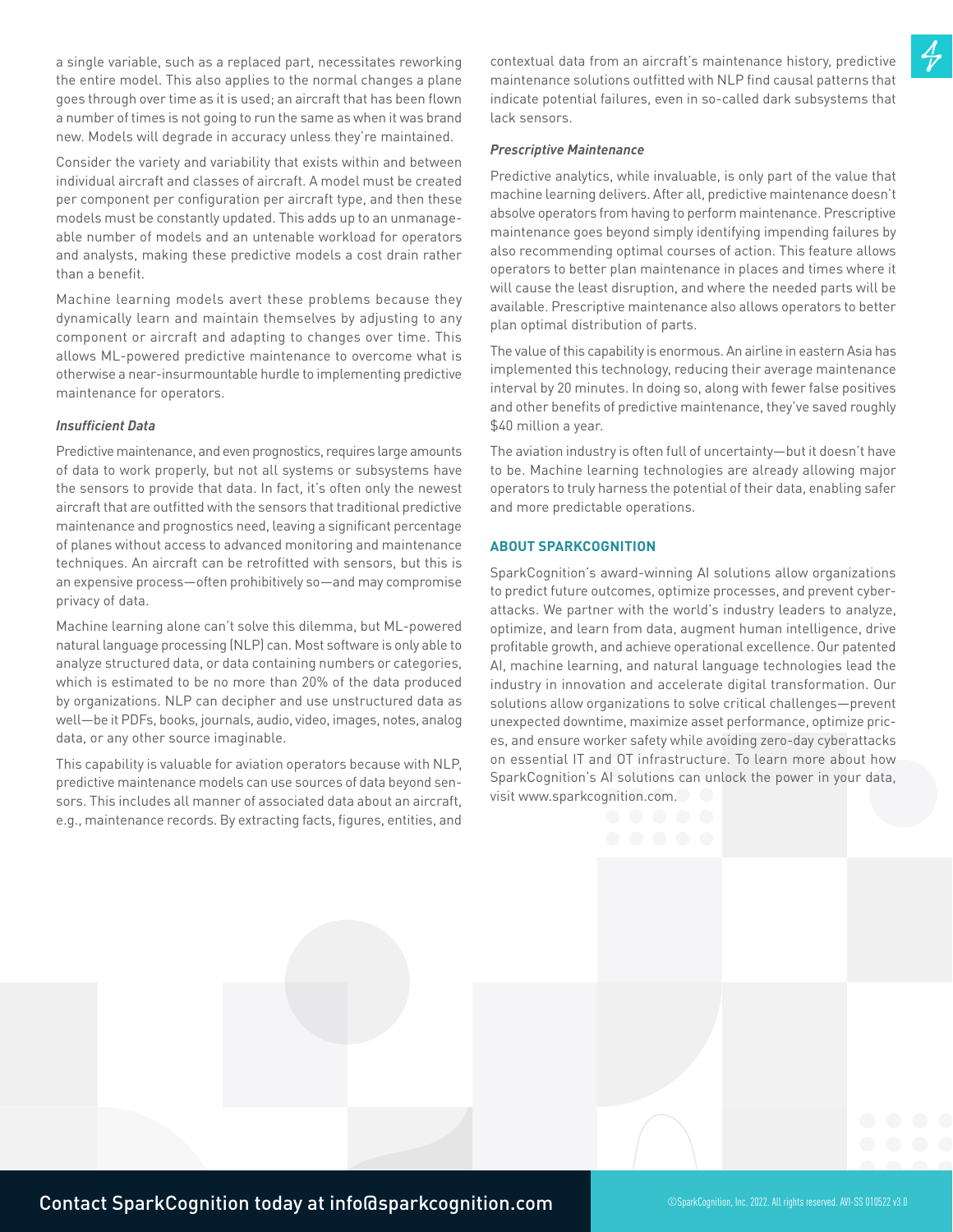a single variable, such as a replaced part, necessitates reworking the entire model. This also applies to the normal changes a plane goes through over time as it is used; an aircraft that has been flown a number of times is not going to run the same as when it was brand new. Models will degrade in accuracy unless they're maintained.

Consider the variety and variability that exists within and between individual aircraft and classes of aircraft. A model must be created per component per configuration per aircraft type, and then these models must be constantly updated. This adds up to an unmanageable number of models and an untenable workload for operators and analysts, making these predictive models a cost drain rather than a benefit.

Machine learning models avert these problems because they dynamically learn and maintain themselves by adjusting to any component or aircraft and adapting to changes over time. This allows ML-powered predictive maintenance to overcome what is otherwise a near-insurmountable hurdle to implementing predictive maintenance for operators.

#### *Insufficient Data*

Predictive maintenance, and even prognostics, requires large amounts of data to work properly, but not all systems or subsystems have the sensors to provide that data. In fact, it's often only the newest aircraft that are outfitted with the sensors that traditional predictive maintenance and prognostics need, leaving a significant percentage of planes without access to advanced monitoring and maintenance techniques. An aircraft can be retrofitted with sensors, but this is an expensive process—often prohibitively so—and may compromise privacy of data.

Machine learning alone can't solve this dilemma, but ML-powered natural language processing (NLP) can. Most software is only able to analyze structured data, or data containing numbers or categories, which is estimated to be no more than 20% of the data produced by organizations. NLP can decipher and use unstructured data as well—be it PDFs, books, journals, audio, video, images, notes, analog data, or any other source imaginable.

This capability is valuable for aviation operators because with NLP, predictive maintenance models can use sources of data beyond sensors. This includes all manner of associated data about an aircraft, e.g., maintenance records. By extracting facts, figures, entities, and contextual data from an aircraft's maintenance history, predictive maintenance solutions outfitted with NLP find causal patterns that indicate potential failures, even in so-called dark subsystems that lack sensors.

#### *Prescriptive Maintenance*

Predictive analytics, while invaluable, is only part of the value that machine learning delivers. After all, predictive maintenance doesn't absolve operators from having to perform maintenance. Prescriptive maintenance goes beyond simply identifying impending failures by also recommending optimal courses of action. This feature allows operators to better plan maintenance in places and times where it will cause the least disruption, and where the needed parts will be available. Prescriptive maintenance also allows operators to better plan optimal distribution of parts.

The value of this capability is enormous. An airline in eastern Asia has implemented this technology, reducing their average maintenance interval by 20 minutes. In doing so, along with fewer false positives and other benefits of predictive maintenance, they've saved roughly $40 million a year.

The aviation industry is often full of uncertainty—but it doesn't have to be. Machine learning technologies are already allowing major operators to truly harness the potential of their data, enabling safer and more predictable operations.

### ABOUT SPARKCOGNITION

SparkCognition's award-winning AI solutions allow organizations to predict future outcomes, optimize processes, and prevent cyberattacks. We partner with the world's industry leaders to analyze, optimize, and learn from data, augment human intelligence, drive profitable growth, and achieve operational excellence. Our patented AI, machine learning, and natural language technologies lead the industry in innovation and accelerate digital transformation. Our solutions allow organizations to solve critical challenges—prevent unexpected downtime, maximize asset performance, optimize prices, and ensure worker safety while avoiding zero-day cyberattacks on essential IT and OT infrastructure. To learn more about how SparkCognition's AI solutions can unlock the power in your data, visit www.sparkcognition.com.

**Contact SparkCognition today at info@sparkcognition.com**

©SparkCognition, Inc. 2022. All rights reserved. AVI-SS 010522 v3.0